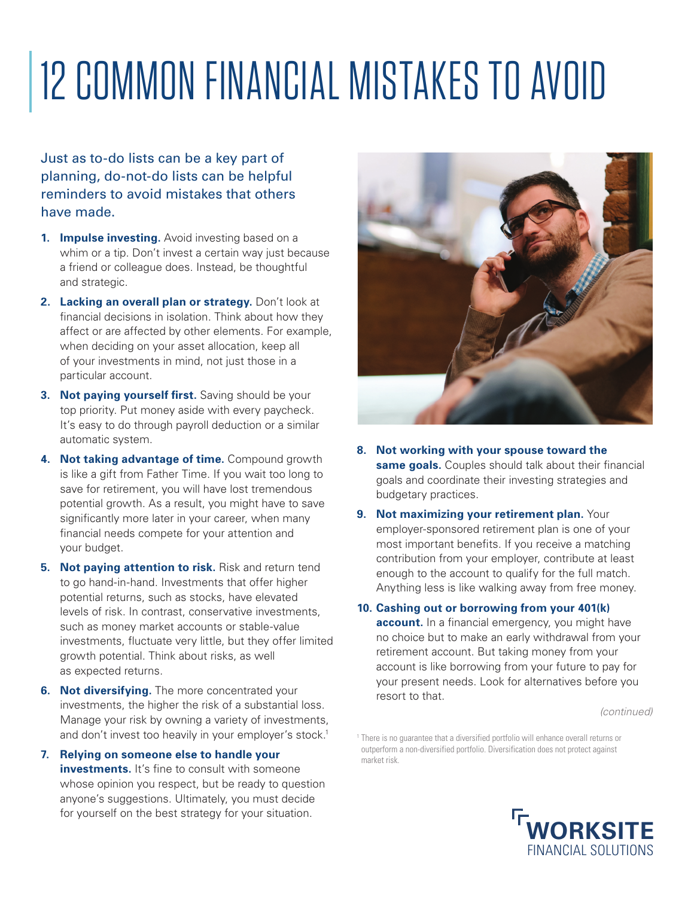# 12 COMMON FINANCIAL MISTAKES TO AVOID

Just as to-do lists can be a key part of planning, do-not-do lists can be helpful reminders to avoid mistakes that others have made.

1. **Impulse investing.** Avoid investing based on a whim or a tip. Don't invest a certain way just because a friend or colleague does. Instead, be thoughtful and strategic.
2. **Lacking an overall plan or strategy.** Don't look at financial decisions in isolation. Think about how they affect or are affected by other elements. For example, when deciding on your asset allocation, keep all of your investments in mind, not just those in a particular account.
3. **Not paying yourself first.** Saving should be your top priority. Put money aside with every paycheck. It's easy to do through payroll deduction or a similar automatic system.
4. **Not taking advantage of time.** Compound growth is like a gift from Father Time. If you wait too long to save for retirement, you will have lost tremendous potential growth. As a result, you might have to save significantly more later in your career, when many financial needs compete for your attention and your budget.
5. **Not paying attention to risk.** Risk and return tend to go hand-in-hand. Investments that offer higher potential returns, such as stocks, have elevated levels of risk. In contrast, conservative investments, such as money market accounts or stable-value investments, fluctuate very little, but they offer limited growth potential. Think about risks, as well as expected returns.
6. **Not diversifying.** The more concentrated your investments, the higher the risk of a substantial loss. Manage your risk by owning a variety of investments, and don't invest too heavily in your employer's stock.[1]
7. **Relying on someone else to handle your investments.** It's fine to consult with someone whose opinion you respect, but be ready to question anyone's suggestions. Ultimately, you must decide for yourself on the best strategy for your situation.
8. **Not working with your spouse toward the same goals.** Couples should talk about their financial goals and coordinate their investing strategies and budgetary practices.
9. **Not maximizing your retirement plan.** Your employer-sponsored retirement plan is one of your most important benefits. If you receive a matching contribution from your employer, contribute at least enough to the account to qualify for the full match. Anything less is like walking away from free money.
10. **Cashing out or borrowing from your 401(k) account.** In a financial emergency, you might have no choice but to make an early withdrawal from your retirement account. But taking money from your account is like borrowing from your future to pay for your present needs. Look for alternatives before you resort to that.

*(continued)*

[1] There is no guarantee that a diversified portfolio will enhance overall returns or outperform a non-diversified portfolio. Diversification does not protect against market risk.

WORKSITE FINANCIAL SOLUTIONS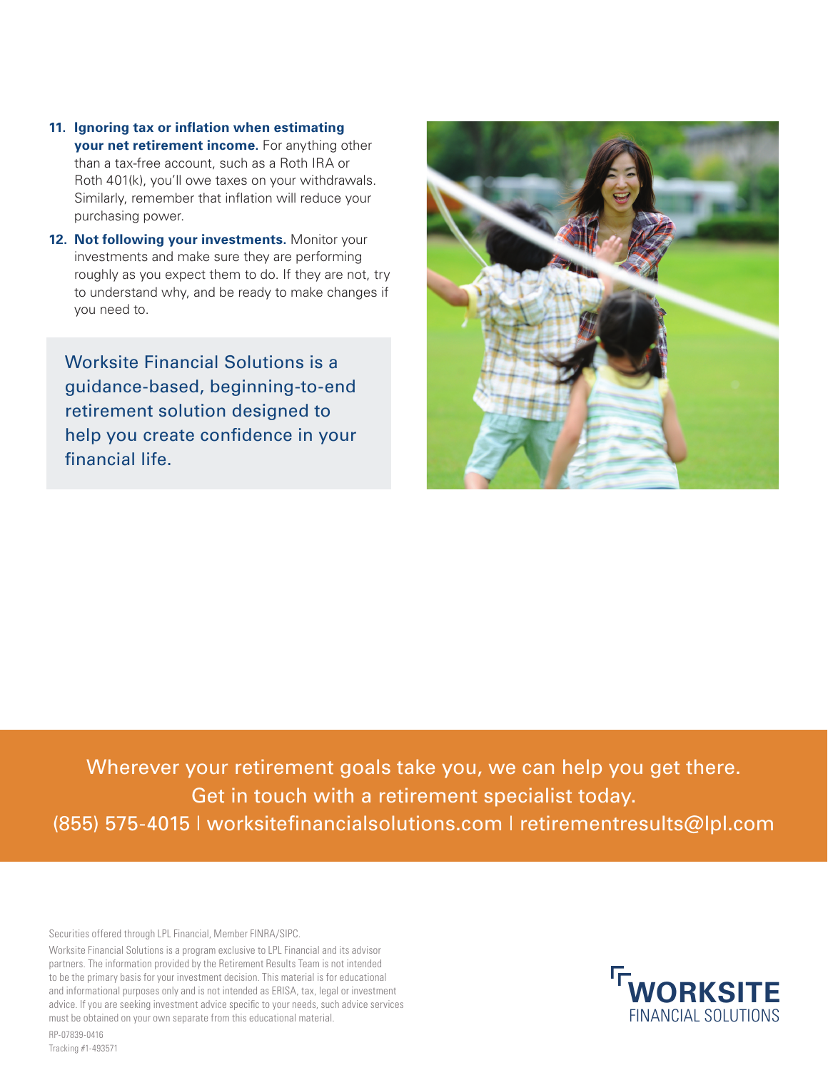11. **Ignoring tax or inflation when estimating your net retirement income.** For anything other than a tax-free account, such as a Roth IRA or Roth 401(k), you'll owe taxes on your withdrawals. Similarly, remember that inflation will reduce your purchasing power.
12. **Not following your investments.** Monitor your investments and make sure they are performing roughly as you expect them to do. If they are not, try to understand why, and be ready to make changes if you need to.

Worksite Financial Solutions is a guidance-based, beginning-to-end retirement solution designed to help you create confidence in your financial life.

Wherever your retirement goals take you, we can help you get there.
Get in touch with a retirement specialist today.
(855) 575-4015 | worksitefinancialsolutions.com | retirementresults@lpl.com

Securities offered through LPL Financial, Member FINRA/SIPC.

Worksite Financial Solutions is a program exclusive to LPL Financial and its advisor partners. The information provided by the Retirement Results Team is not intended to be the primary basis for your investment decision. This material is for educational and informational purposes only and is not intended as ERISA, tax, legal or investment advice. If you are seeking investment advice specific to your needs, such advice services must be obtained on your own separate from this educational material.

RP-07839-0416
Tracking #1-493571

WORKSITE FINANCIAL SOLUTIONS